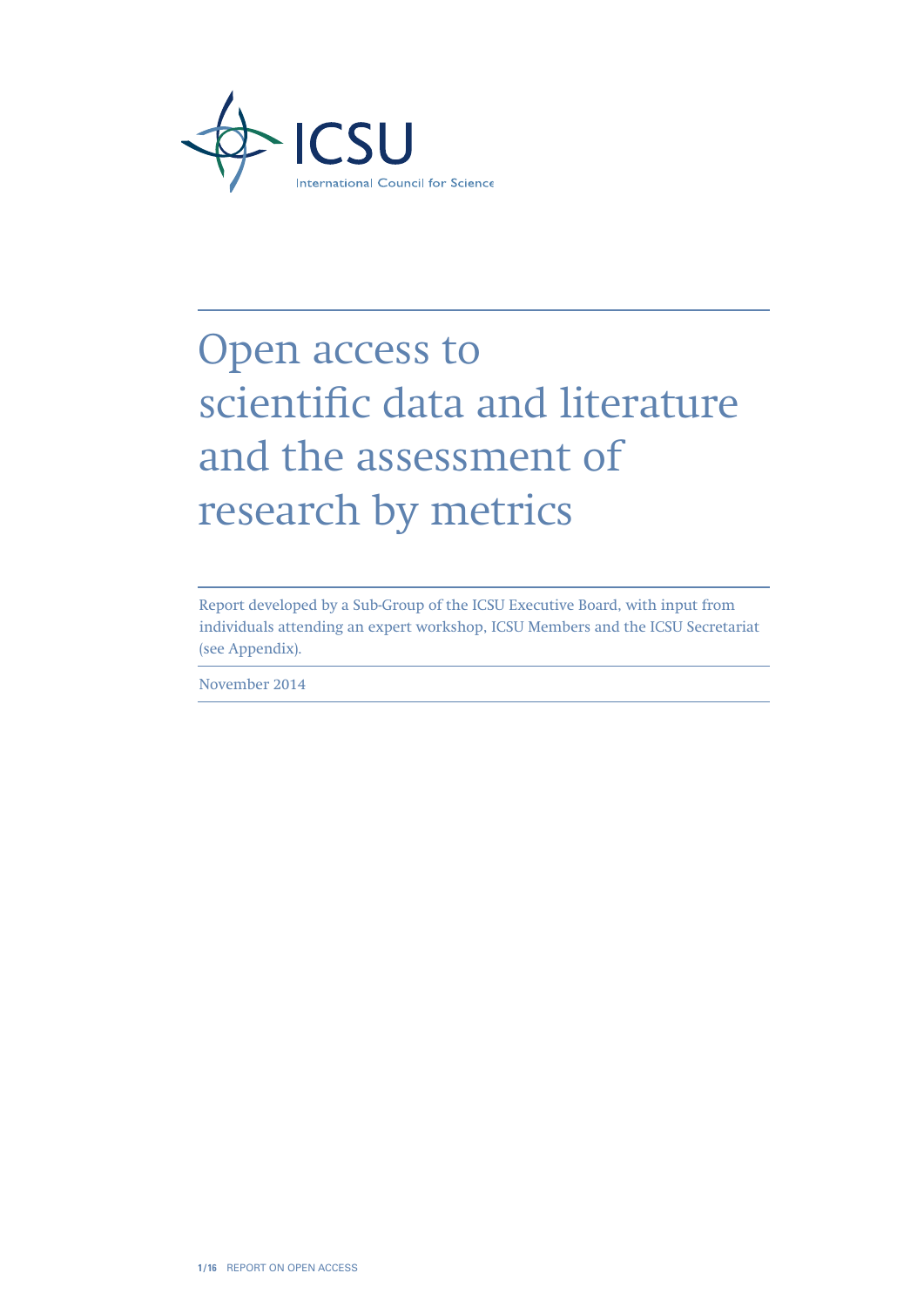ICSU

International Council for Science

# Open access to scientific data and literature and the assessment of research by metrics

Report developed by a Sub-Group of the ICSU Executive Board, with input from individuals attending an expert workshop, ICSU Members and the ICSU Secretariat (see Appendix).

November 2014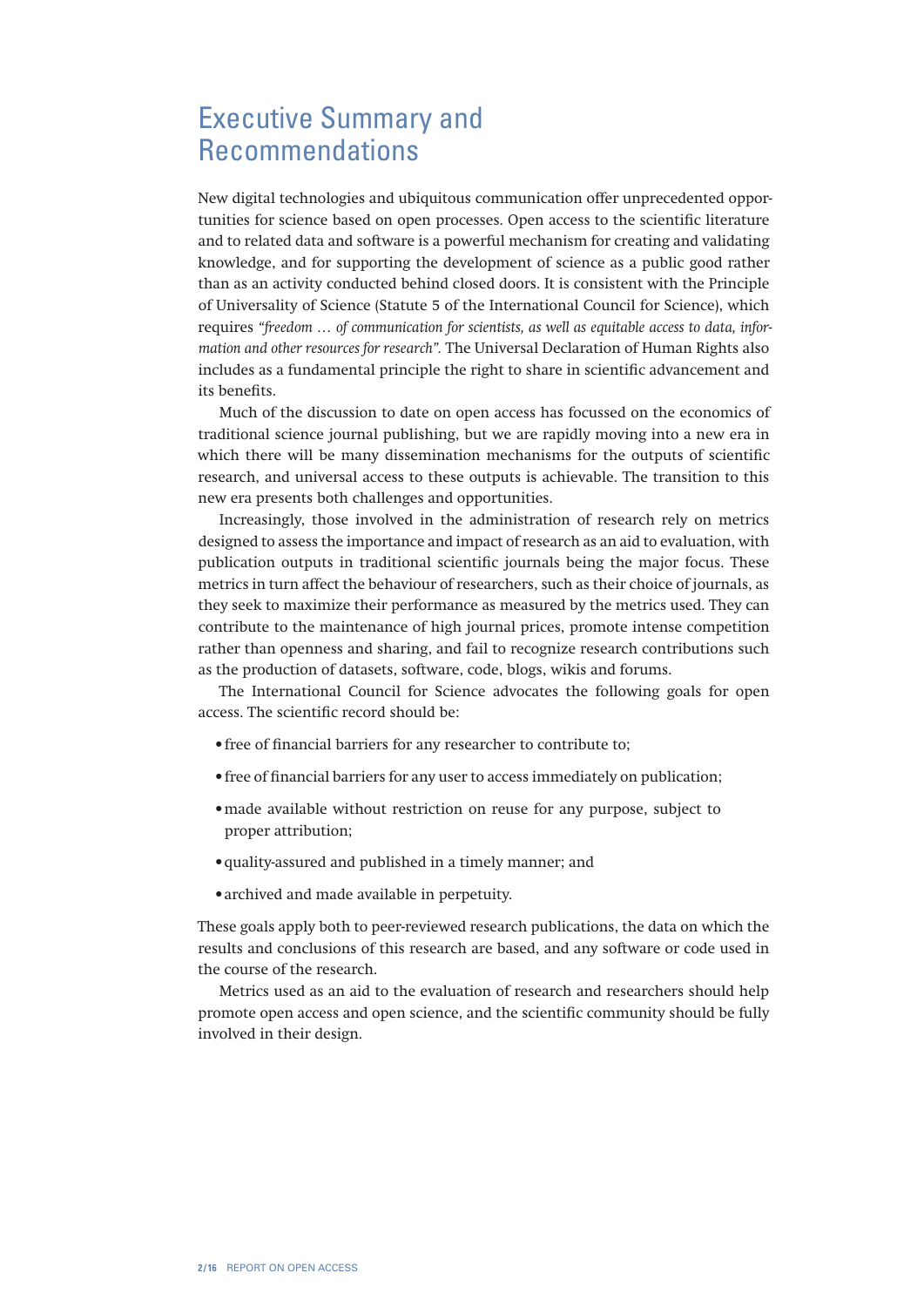# Executive Summary and Recommendations

New digital technologies and ubiquitous communication offer unprecedented opportunities for science based on open processes. Open access to the scientific literature and to related data and software is a powerful mechanism for creating and validating knowledge, and for supporting the development of science as a public good rather than as an activity conducted behind closed doors. It is consistent with the Principle of Universality of Science (Statute 5 of the International Council for Science), which requires *"freedom … of communication for scientists, as well as equitable access to data, information and other resources for research".* The Universal Declaration of Human Rights also includes as a fundamental principle the right to share in scientific advancement and its benefits.

Much of the discussion to date on open access has focussed on the economics of traditional science journal publishing, but we are rapidly moving into a new era in which there will be many dissemination mechanisms for the outputs of scientific research, and universal access to these outputs is achievable. The transition to this new era presents both challenges and opportunities.

Increasingly, those involved in the administration of research rely on metrics designed to assess the importance and impact of research as an aid to evaluation, with publication outputs in traditional scientific journals being the major focus. These metrics in turn affect the behaviour of researchers, such as their choice of journals, as they seek to maximize their performance as measured by the metrics used. They can contribute to the maintenance of high journal prices, promote intense competition rather than openness and sharing, and fail to recognize research contributions such as the production of datasets, software, code, blogs, wikis and forums.

The International Council for Science advocates the following goals for open access. The scientific record should be:

- free of financial barriers for any researcher to contribute to;
- free of financial barriers for any user to access immediately on publication;
- made available without restriction on reuse for any purpose, subject to proper attribution;
- quality-assured and published in a timely manner; and
- archived and made available in perpetuity.

These goals apply both to peer-reviewed research publications, the data on which the results and conclusions of this research are based, and any software or code used in the course of the research.

Metrics used as an aid to the evaluation of research and researchers should help promote open access and open science, and the scientific community should be fully involved in their design.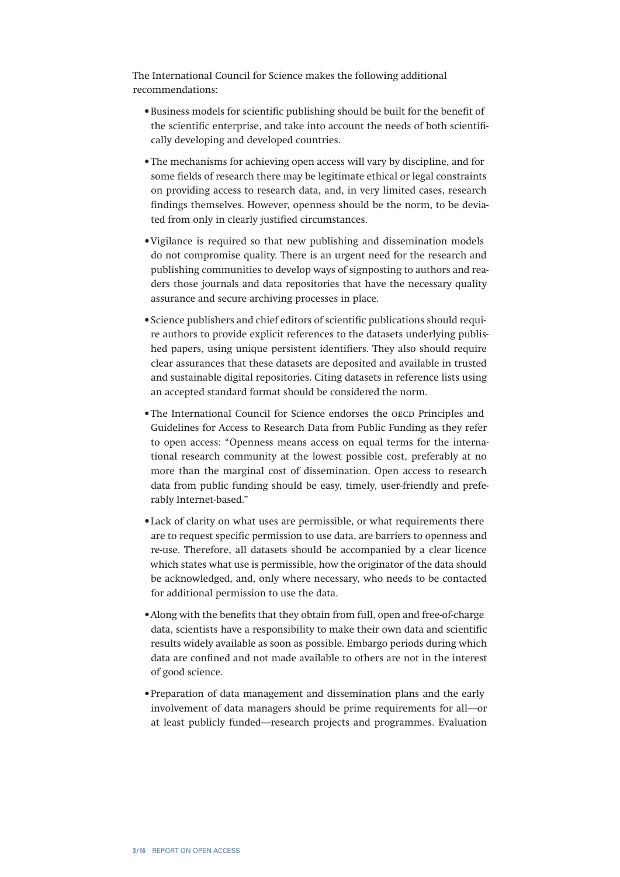The International Council for Science makes the following additional recommendations:

- Business models for scientific publishing should be built for the benefit of the scientific enterprise, and take into account the needs of both scientifically developing and developed countries.
- The mechanisms for achieving open access will vary by discipline, and for some fields of research there may be legitimate ethical or legal constraints on providing access to research data, and, in very limited cases, research findings themselves. However, openness should be the norm, to be deviated from only in clearly justified circumstances.
- Vigilance is required so that new publishing and dissemination models do not compromise quality. There is an urgent need for the research and publishing communities to develop ways of signposting to authors and readers those journals and data repositories that have the necessary quality assurance and secure archiving processes in place.
- Science publishers and chief editors of scientific publications should require authors to provide explicit references to the datasets underlying published papers, using unique persistent identifiers. They also should require clear assurances that these datasets are deposited and available in trusted and sustainable digital repositories. Citing datasets in reference lists using an accepted standard format should be considered the norm.
- The International Council for Science endorses the OECD Principles and Guidelines for Access to Research Data from Public Funding as they refer to open access: "Openness means access on equal terms for the international research community at the lowest possible cost, preferably at no more than the marginal cost of dissemination. Open access to research data from public funding should be easy, timely, user-friendly and preferably Internet-based."
- Lack of clarity on what uses are permissible, or what requirements there are to request specific permission to use data, are barriers to openness and re-use. Therefore, all datasets should be accompanied by a clear licence which states what use is permissible, how the originator of the data should be acknowledged, and, only where necessary, who needs to be contacted for additional permission to use the data.
- Along with the benefits that they obtain from full, open and free-of-charge data, scientists have a responsibility to make their own data and scientific results widely available as soon as possible. Embargo periods during which data are confined and not made available to others are not in the interest of good science.
- Preparation of data management and dissemination plans and the early involvement of data managers should be prime requirements for all—or at least publicly funded—research projects and programmes. Evaluation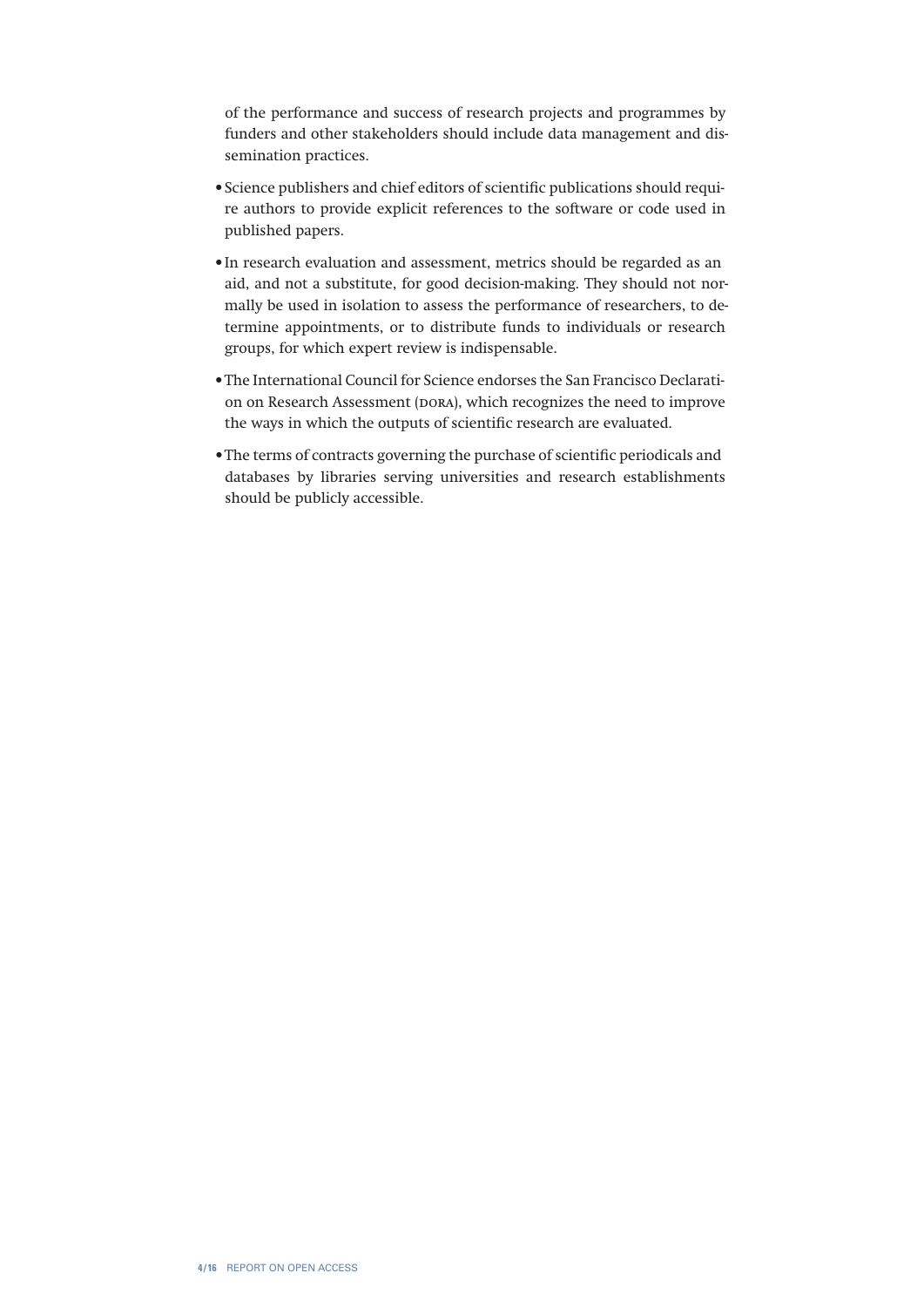of the performance and success of research projects and programmes by funders and other stakeholders should include data management and dissemination practices.

- Science publishers and chief editors of scientific publications should require authors to provide explicit references to the software or code used in published papers.
- In research evaluation and assessment, metrics should be regarded as an aid, and not a substitute, for good decision-making. They should not normally be used in isolation to assess the performance of researchers, to determine appointments, or to distribute funds to individuals or research groups, for which expert review is indispensable.
- The International Council for Science endorses the San Francisco Declaration on Research Assessment (DORA), which recognizes the need to improve the ways in which the outputs of scientific research are evaluated.
- The terms of contracts governing the purchase of scientific periodicals and databases by libraries serving universities and research establishments should be publicly accessible.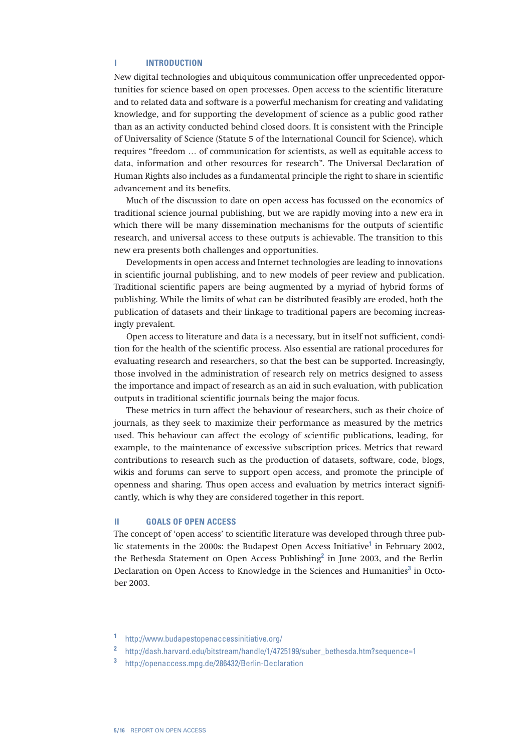## I INTRODUCTION

New digital technologies and ubiquitous communication offer unprecedented opportunities for science based on open processes. Open access to the scientific literature and to related data and software is a powerful mechanism for creating and validating knowledge, and for supporting the development of science as a public good rather than as an activity conducted behind closed doors. It is consistent with the Principle of Universality of Science (Statute 5 of the International Council for Science), which requires "freedom … of communication for scientists, as well as equitable access to data, information and other resources for research". The Universal Declaration of Human Rights also includes as a fundamental principle the right to share in scientific advancement and its benefits.

Much of the discussion to date on open access has focussed on the economics of traditional science journal publishing, but we are rapidly moving into a new era in which there will be many dissemination mechanisms for the outputs of scientific research, and universal access to these outputs is achievable. The transition to this new era presents both challenges and opportunities.

Developments in open access and Internet technologies are leading to innovations in scientific journal publishing, and to new models of peer review and publication. Traditional scientific papers are being augmented by a myriad of hybrid forms of publishing. While the limits of what can be distributed feasibly are eroded, both the publication of datasets and their linkage to traditional papers are becoming increasingly prevalent.

Open access to literature and data is a necessary, but in itself not sufficient, condition for the health of the scientific process. Also essential are rational procedures for evaluating research and researchers, so that the best can be supported. Increasingly, those involved in the administration of research rely on metrics designed to assess the importance and impact of research as an aid in such evaluation, with publication outputs in traditional scientific journals being the major focus.

These metrics in turn affect the behaviour of researchers, such as their choice of journals, as they seek to maximize their performance as measured by the metrics used. This behaviour can affect the ecology of scientific publications, leading, for example, to the maintenance of excessive subscription prices. Metrics that reward contributions to research such as the production of datasets, software, code, blogs, wikis and forums can serve to support open access, and promote the principle of openness and sharing. Thus open access and evaluation by metrics interact significantly, which is why they are considered together in this report.

## II GOALS OF OPEN ACCESS

The concept of 'open access' to scientific literature was developed through three public statements in the 2000s: the Budapest Open Access Initiative[1] in February 2002, the Bethesda Statement on Open Access Publishing[2] in June 2003, and the Berlin Declaration on Open Access to Knowledge in the Sciences and Humanities[3] in October 2003.

[1] http://www.budapestopenaccessinitiative.org/

[2] http://dash.harvard.edu/bitstream/handle/1/4725199/suber_bethesda.htm?sequence=1

[3] http://openaccess.mpg.de/286432/Berlin-Declaration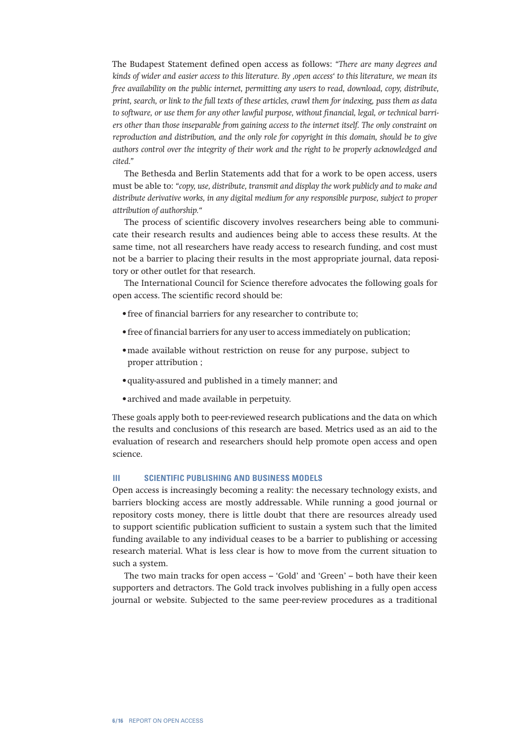The Budapest Statement defined open access as follows: *"There are many degrees and kinds of wider and easier access to this literature. By ‚open access' to this literature, we mean its free availability on the public internet, permitting any users to read, download, copy, distribute, print, search, or link to the full texts of these articles, crawl them for indexing, pass them as data to software, or use them for any other lawful purpose, without financial, legal, or technical barriers other than those inseparable from gaining access to the internet itself. The only constraint on reproduction and distribution, and the only role for copyright in this domain, should be to give authors control over the integrity of their work and the right to be properly acknowledged and cited."*

The Bethesda and Berlin Statements add that for a work to be open access, users must be able to: *"copy, use, distribute, transmit and display the work publicly and to make and distribute derivative works, in any digital medium for any responsible purpose, subject to proper attribution of authorship."*

The process of scientific discovery involves researchers being able to communicate their research results and audiences being able to access these results. At the same time, not all researchers have ready access to research funding, and cost must not be a barrier to placing their results in the most appropriate journal, data repository or other outlet for that research.

The International Council for Science therefore advocates the following goals for open access. The scientific record should be:

- free of financial barriers for any researcher to contribute to;
- free of financial barriers for any user to access immediately on publication;
- made available without restriction on reuse for any purpose, subject to proper attribution ;
- quality-assured and published in a timely manner; and
- archived and made available in perpetuity.

These goals apply both to peer-reviewed research publications and the data on which the results and conclusions of this research are based. Metrics used as an aid to the evaluation of research and researchers should help promote open access and open science.

## III SCIENTIFIC PUBLISHING AND BUSINESS MODELS

Open access is increasingly becoming a reality: the necessary technology exists, and barriers blocking access are mostly addressable. While running a good journal or repository costs money, there is little doubt that there are resources already used to support scientific publication sufficient to sustain a system such that the limited funding available to any individual ceases to be a barrier to publishing or accessing research material. What is less clear is how to move from the current situation to such a system.

The two main tracks for open access – 'Gold' and 'Green' – both have their keen supporters and detractors. The Gold track involves publishing in a fully open access journal or website. Subjected to the same peer-review procedures as a traditional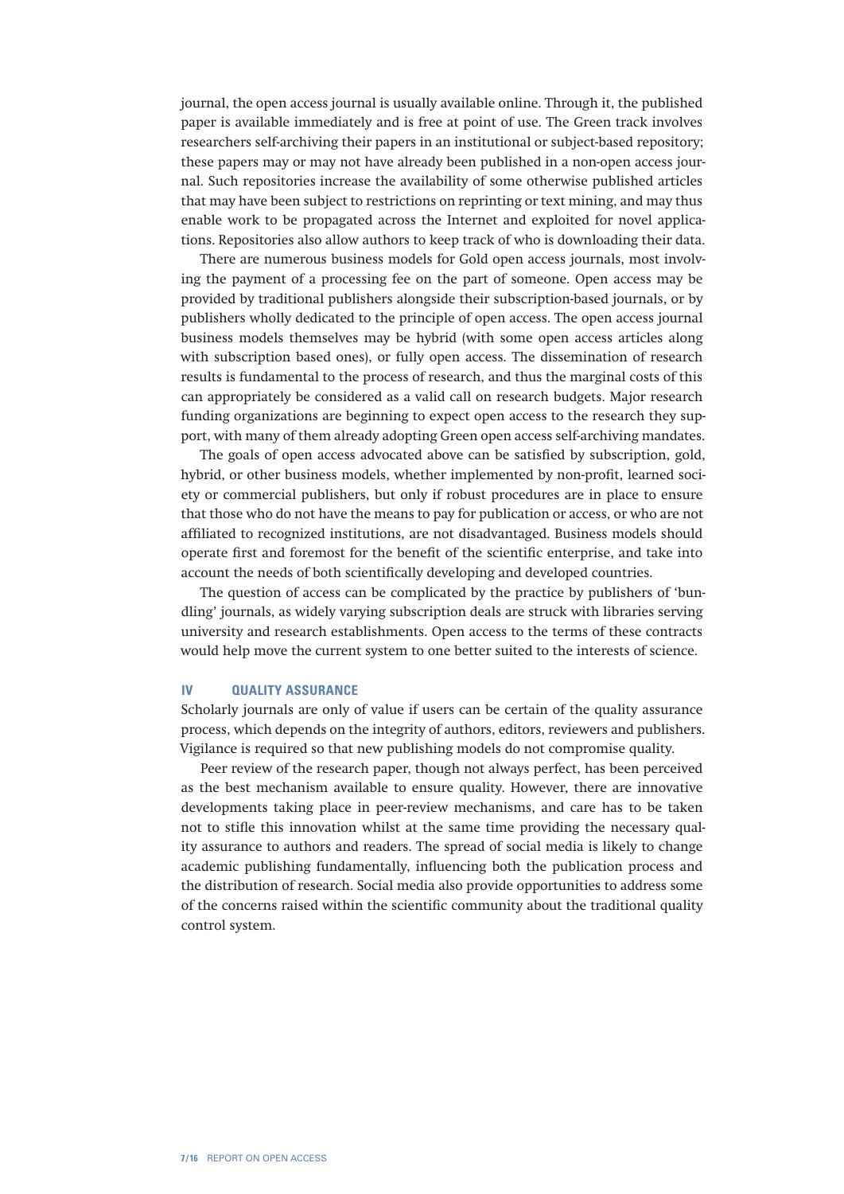journal, the open access journal is usually available online. Through it, the published paper is available immediately and is free at point of use. The Green track involves researchers self-archiving their papers in an institutional or subject-based repository; these papers may or may not have already been published in a non-open access journal. Such repositories increase the availability of some otherwise published articles that may have been subject to restrictions on reprinting or text mining, and may thus enable work to be propagated across the Internet and exploited for novel applications. Repositories also allow authors to keep track of who is downloading their data.

There are numerous business models for Gold open access journals, most involving the payment of a processing fee on the part of someone. Open access may be provided by traditional publishers alongside their subscription-based journals, or by publishers wholly dedicated to the principle of open access. The open access journal business models themselves may be hybrid (with some open access articles along with subscription based ones), or fully open access. The dissemination of research results is fundamental to the process of research, and thus the marginal costs of this can appropriately be considered as a valid call on research budgets. Major research funding organizations are beginning to expect open access to the research they support, with many of them already adopting Green open access self-archiving mandates.

The goals of open access advocated above can be satisfied by subscription, gold, hybrid, or other business models, whether implemented by non-profit, learned society or commercial publishers, but only if robust procedures are in place to ensure that those who do not have the means to pay for publication or access, or who are not affiliated to recognized institutions, are not disadvantaged. Business models should operate first and foremost for the benefit of the scientific enterprise, and take into account the needs of both scientifically developing and developed countries.

The question of access can be complicated by the practice by publishers of 'bundling' journals, as widely varying subscription deals are struck with libraries serving university and research establishments. Open access to the terms of these contracts would help move the current system to one better suited to the interests of science.

## IV QUALITY ASSURANCE

Scholarly journals are only of value if users can be certain of the quality assurance process, which depends on the integrity of authors, editors, reviewers and publishers. Vigilance is required so that new publishing models do not compromise quality.

Peer review of the research paper, though not always perfect, has been perceived as the best mechanism available to ensure quality. However, there are innovative developments taking place in peer-review mechanisms, and care has to be taken not to stifle this innovation whilst at the same time providing the necessary quality assurance to authors and readers. The spread of social media is likely to change academic publishing fundamentally, influencing both the publication process and the distribution of research. Social media also provide opportunities to address some of the concerns raised within the scientific community about the traditional quality control system.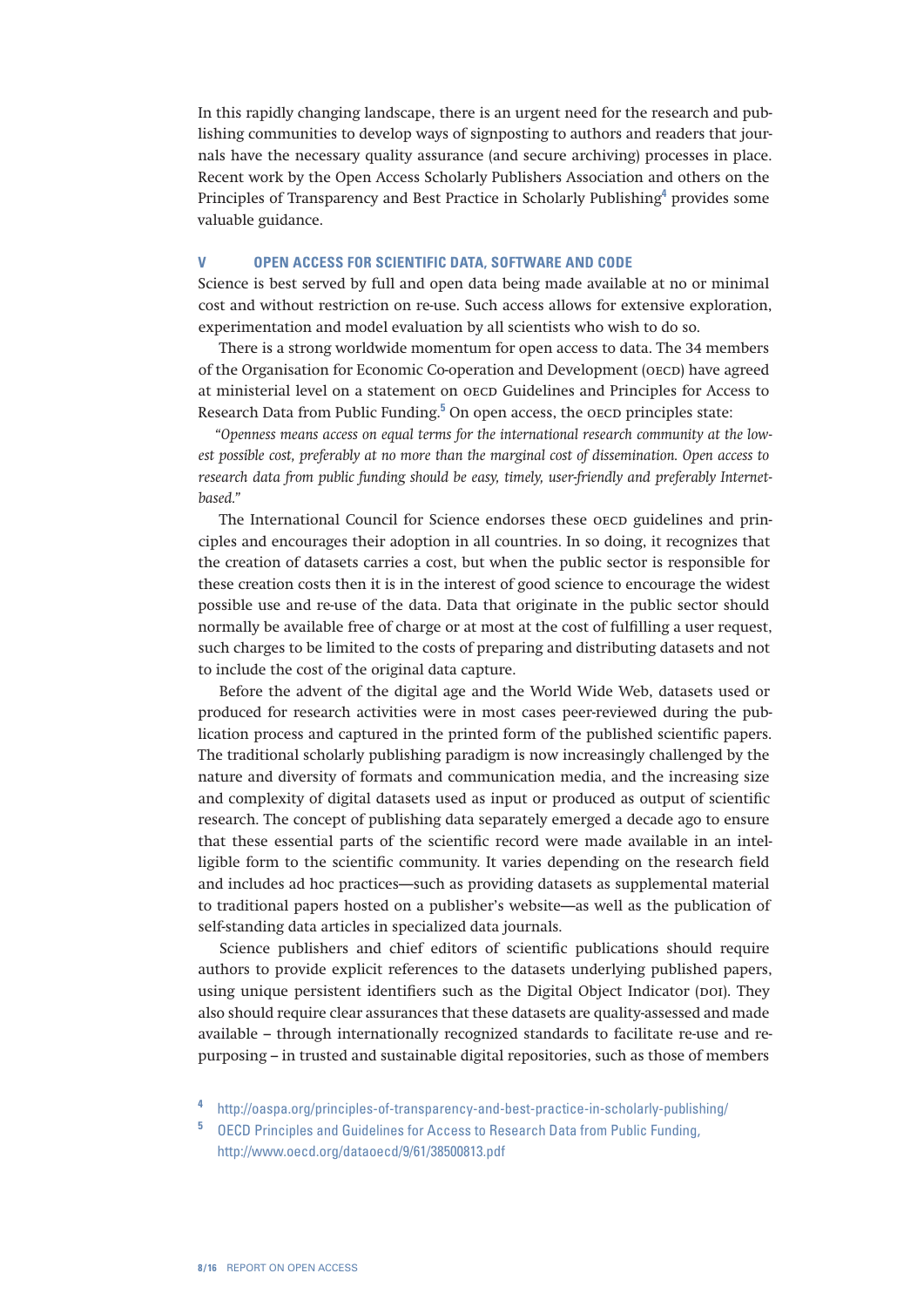In this rapidly changing landscape, there is an urgent need for the research and publishing communities to develop ways of signposting to authors and readers that journals have the necessary quality assurance (and secure archiving) processes in place. Recent work by the Open Access Scholarly Publishers Association and others on the Principles of Transparency and Best Practice in Scholarly Publishing[4] provides some valuable guidance.

## V OPEN ACCESS FOR SCIENTIFIC DATA, SOFTWARE AND CODE

Science is best served by full and open data being made available at no or minimal cost and without restriction on re-use. Such access allows for extensive exploration, experimentation and model evaluation by all scientists who wish to do so.

There is a strong worldwide momentum for open access to data. The 34 members of the Organisation for Economic Co-operation and Development (OECD) have agreed at ministerial level on a statement on OECD Guidelines and Principles for Access to Research Data from Public Funding.[5] On open access, the OECD principles state:

*"Openness means access on equal terms for the international research community at the lowest possible cost, preferably at no more than the marginal cost of dissemination. Open access to research data from public funding should be easy, timely, user-friendly and preferably Internet-based."*

The International Council for Science endorses these OECD guidelines and principles and encourages their adoption in all countries. In so doing, it recognizes that the creation of datasets carries a cost, but when the public sector is responsible for these creation costs then it is in the interest of good science to encourage the widest possible use and re-use of the data. Data that originate in the public sector should normally be available free of charge or at most at the cost of fulfilling a user request, such charges to be limited to the costs of preparing and distributing datasets and not to include the cost of the original data capture.

Before the advent of the digital age and the World Wide Web, datasets used or produced for research activities were in most cases peer-reviewed during the publication process and captured in the printed form of the published scientific papers. The traditional scholarly publishing paradigm is now increasingly challenged by the nature and diversity of formats and communication media, and the increasing size and complexity of digital datasets used as input or produced as output of scientific research. The concept of publishing data separately emerged a decade ago to ensure that these essential parts of the scientific record were made available in an intelligible form to the scientific community. It varies depending on the research field and includes ad hoc practices—such as providing datasets as supplemental material to traditional papers hosted on a publisher's website—as well as the publication of self-standing data articles in specialized data journals.

Science publishers and chief editors of scientific publications should require authors to provide explicit references to the datasets underlying published papers, using unique persistent identifiers such as the Digital Object Indicator (DOI). They also should require clear assurances that these datasets are quality-assessed and made available – through internationally recognized standards to facilitate re-use and re-purposing – in trusted and sustainable digital repositories, such as those of members

---

[4] http://oaspa.org/principles-of-transparency-and-best-practice-in-scholarly-publishing/

[5] OECD Principles and Guidelines for Access to Research Data from Public Funding, http://www.oecd.org/dataoecd/9/61/38500813.pdf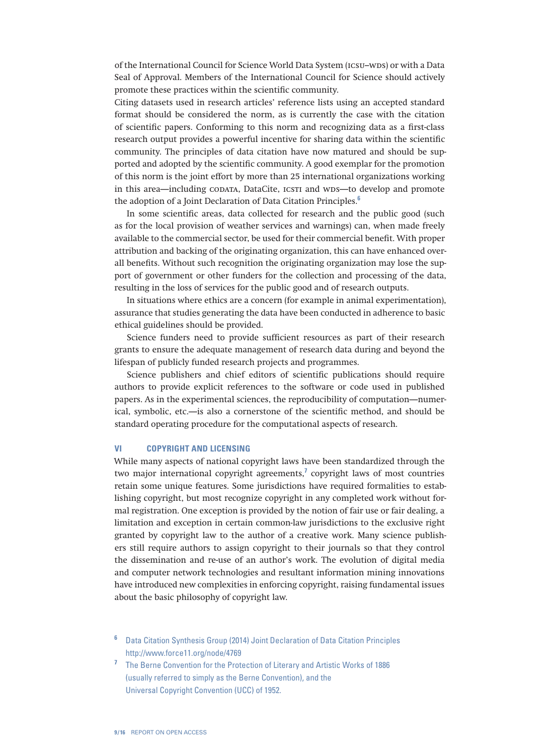of the International Council for Science World Data System (ICSU–WDS) or with a Data Seal of Approval. Members of the International Council for Science should actively promote these practices within the scientific community.

Citing datasets used in research articles' reference lists using an accepted standard format should be considered the norm, as is currently the case with the citation of scientific papers. Conforming to this norm and recognizing data as a first-class research output provides a powerful incentive for sharing data within the scientific community. The principles of data citation have now matured and should be supported and adopted by the scientific community. A good exemplar for the promotion of this norm is the joint effort by more than 25 international organizations working in this area—including CODATA, DataCite, ICSTI and WDS—to develop and promote the adoption of a Joint Declaration of Data Citation Principles.[6]

In some scientific areas, data collected for research and the public good (such as for the local provision of weather services and warnings) can, when made freely available to the commercial sector, be used for their commercial benefit. With proper attribution and backing of the originating organization, this can have enhanced overall benefits. Without such recognition the originating organization may lose the support of government or other funders for the collection and processing of the data, resulting in the loss of services for the public good and of research outputs.

In situations where ethics are a concern (for example in animal experimentation), assurance that studies generating the data have been conducted in adherence to basic ethical guidelines should be provided.

Science funders need to provide sufficient resources as part of their research grants to ensure the adequate management of research data during and beyond the lifespan of publicly funded research projects and programmes.

Science publishers and chief editors of scientific publications should require authors to provide explicit references to the software or code used in published papers. As in the experimental sciences, the reproducibility of computation—numerical, symbolic, etc.—is also a cornerstone of the scientific method, and should be standard operating procedure for the computational aspects of research.

## VI COPYRIGHT AND LICENSING

While many aspects of national copyright laws have been standardized through the two major international copyright agreements,[7] copyright laws of most countries retain some unique features. Some jurisdictions have required formalities to establishing copyright, but most recognize copyright in any completed work without formal registration. One exception is provided by the notion of fair use or fair dealing, a limitation and exception in certain common-law jurisdictions to the exclusive right granted by copyright law to the author of a creative work. Many science publishers still require authors to assign copyright to their journals so that they control the dissemination and re-use of an author's work. The evolution of digital media and computer network technologies and resultant information mining innovations have introduced new complexities in enforcing copyright, raising fundamental issues about the basic philosophy of copyright law.

[6] Data Citation Synthesis Group (2014) Joint Declaration of Data Citation Principles http://www.force11.org/node/4769

[7] The Berne Convention for the Protection of Literary and Artistic Works of 1886 (usually referred to simply as the Berne Convention), and the Universal Copyright Convention (UCC) of 1952.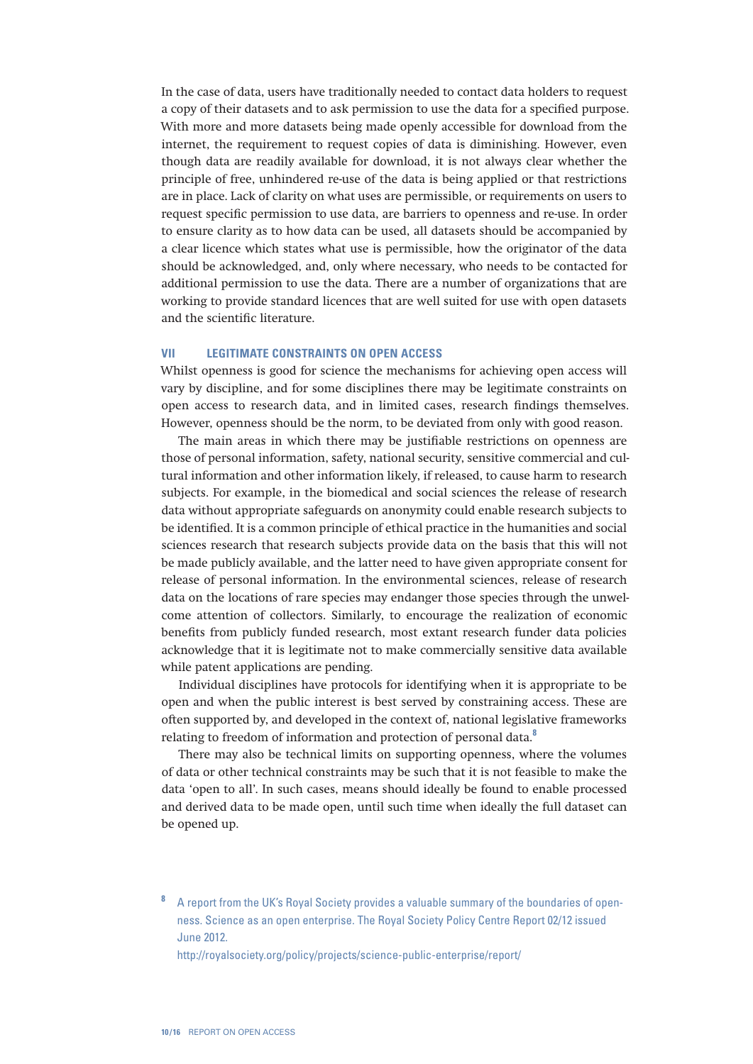In the case of data, users have traditionally needed to contact data holders to request a copy of their datasets and to ask permission to use the data for a specified purpose. With more and more datasets being made openly accessible for download from the internet, the requirement to request copies of data is diminishing. However, even though data are readily available for download, it is not always clear whether the principle of free, unhindered re-use of the data is being applied or that restrictions are in place. Lack of clarity on what uses are permissible, or requirements on users to request specific permission to use data, are barriers to openness and re-use. In order to ensure clarity as to how data can be used, all datasets should be accompanied by a clear licence which states what use is permissible, how the originator of the data should be acknowledged, and, only where necessary, who needs to be contacted for additional permission to use the data. There are a number of organizations that are working to provide standard licences that are well suited for use with open datasets and the scientific literature.

## VII LEGITIMATE CONSTRAINTS ON OPEN ACCESS

Whilst openness is good for science the mechanisms for achieving open access will vary by discipline, and for some disciplines there may be legitimate constraints on open access to research data, and in limited cases, research findings themselves. However, openness should be the norm, to be deviated from only with good reason.

The main areas in which there may be justifiable restrictions on openness are those of personal information, safety, national security, sensitive commercial and cultural information and other information likely, if released, to cause harm to research subjects. For example, in the biomedical and social sciences the release of research data without appropriate safeguards on anonymity could enable research subjects to be identified. It is a common principle of ethical practice in the humanities and social sciences research that research subjects provide data on the basis that this will not be made publicly available, and the latter need to have given appropriate consent for release of personal information. In the environmental sciences, release of research data on the locations of rare species may endanger those species through the unwelcome attention of collectors. Similarly, to encourage the realization of economic benefits from publicly funded research, most extant research funder data policies acknowledge that it is legitimate not to make commercially sensitive data available while patent applications are pending.

Individual disciplines have protocols for identifying when it is appropriate to be open and when the public interest is best served by constraining access. These are often supported by, and developed in the context of, national legislative frameworks relating to freedom of information and protection of personal data.[8]

There may also be technical limits on supporting openness, where the volumes of data or other technical constraints may be such that it is not feasible to make the data 'open to all'. In such cases, means should ideally be found to enable processed and derived data to be made open, until such time when ideally the full dataset can be opened up.

[8] A report from the UK's Royal Society provides a valuable summary of the boundaries of openness. Science as an open enterprise. The Royal Society Policy Centre Report 02/12 issued June 2012.
http://royalsociety.org/policy/projects/science-public-enterprise/report/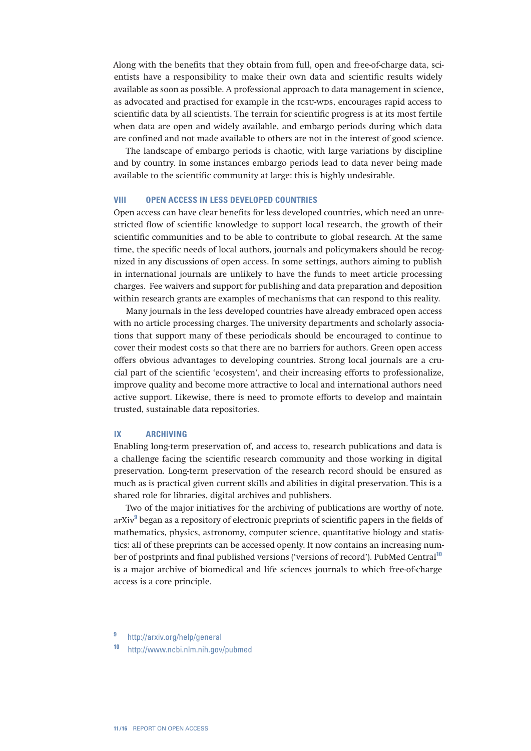Along with the benefits that they obtain from full, open and free-of-charge data, scientists have a responsibility to make their own data and scientific results widely available as soon as possible. A professional approach to data management in science, as advocated and practised for example in the ICSU-WDS, encourages rapid access to scientific data by all scientists. The terrain for scientific progress is at its most fertile when data are open and widely available, and embargo periods during which data are confined and not made available to others are not in the interest of good science.

The landscape of embargo periods is chaotic, with large variations by discipline and by country. In some instances embargo periods lead to data never being made available to the scientific community at large: this is highly undesirable.

## VIII OPEN ACCESS IN LESS DEVELOPED COUNTRIES

Open access can have clear benefits for less developed countries, which need an unrestricted flow of scientific knowledge to support local research, the growth of their scientific communities and to be able to contribute to global research. At the same time, the specific needs of local authors, journals and policymakers should be recognized in any discussions of open access. In some settings, authors aiming to publish in international journals are unlikely to have the funds to meet article processing charges. Fee waivers and support for publishing and data preparation and deposition within research grants are examples of mechanisms that can respond to this reality.

Many journals in the less developed countries have already embraced open access with no article processing charges. The university departments and scholarly associations that support many of these periodicals should be encouraged to continue to cover their modest costs so that there are no barriers for authors. Green open access offers obvious advantages to developing countries. Strong local journals are a crucial part of the scientific 'ecosystem', and their increasing efforts to professionalize, improve quality and become more attractive to local and international authors need active support. Likewise, there is need to promote efforts to develop and maintain trusted, sustainable data repositories.

## IX ARCHIVING

Enabling long-term preservation of, and access to, research publications and data is a challenge facing the scientific research community and those working in digital preservation. Long-term preservation of the research record should be ensured as much as is practical given current skills and abilities in digital preservation. This is a shared role for libraries, digital archives and publishers.

Two of the major initiatives for the archiving of publications are worthy of note. arXiv[9] began as a repository of electronic preprints of scientific papers in the fields of mathematics, physics, astronomy, computer science, quantitative biology and statistics: all of these preprints can be accessed openly. It now contains an increasing number of postprints and final published versions ('versions of record'). PubMed Central[10] is a major archive of biomedical and life sciences journals to which free-of-charge access is a core principle.

[9] http://arxiv.org/help/general

[10] http://www.ncbi.nlm.nih.gov/pubmed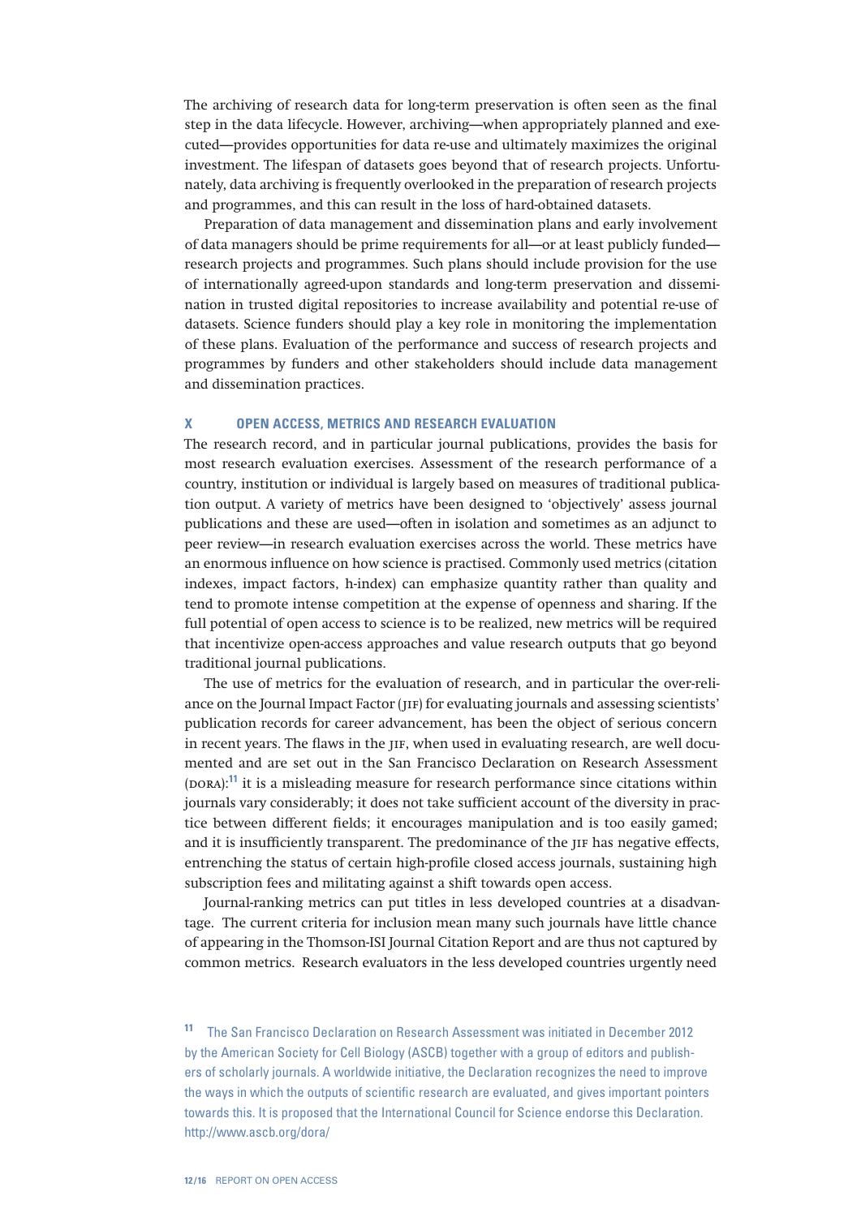The archiving of research data for long-term preservation is often seen as the final step in the data lifecycle. However, archiving—when appropriately planned and executed—provides opportunities for data re-use and ultimately maximizes the original investment. The lifespan of datasets goes beyond that of research projects. Unfortunately, data archiving is frequently overlooked in the preparation of research projects and programmes, and this can result in the loss of hard-obtained datasets.

Preparation of data management and dissemination plans and early involvement of data managers should be prime requirements for all—or at least publicly funded—research projects and programmes. Such plans should include provision for the use of internationally agreed-upon standards and long-term preservation and dissemination in trusted digital repositories to increase availability and potential re-use of datasets. Science funders should play a key role in monitoring the implementation of these plans. Evaluation of the performance and success of research projects and programmes by funders and other stakeholders should include data management and dissemination practices.

## X OPEN ACCESS, METRICS AND RESEARCH EVALUATION

The research record, and in particular journal publications, provides the basis for most research evaluation exercises. Assessment of the research performance of a country, institution or individual is largely based on measures of traditional publication output. A variety of metrics have been designed to 'objectively' assess journal publications and these are used—often in isolation and sometimes as an adjunct to peer review—in research evaluation exercises across the world. These metrics have an enormous influence on how science is practised. Commonly used metrics (citation indexes, impact factors, h-index) can emphasize quantity rather than quality and tend to promote intense competition at the expense of openness and sharing. If the full potential of open access to science is to be realized, new metrics will be required that incentivize open-access approaches and value research outputs that go beyond traditional journal publications.

The use of metrics for the evaluation of research, and in particular the over-reliance on the Journal Impact Factor (JIF) for evaluating journals and assessing scientists' publication records for career advancement, has been the object of serious concern in recent years. The flaws in the JIF, when used in evaluating research, are well documented and are set out in the San Francisco Declaration on Research Assessment (DORA):[11] it is a misleading measure for research performance since citations within journals vary considerably; it does not take sufficient account of the diversity in practice between different fields; it encourages manipulation and is too easily gamed; and it is insufficiently transparent. The predominance of the JIF has negative effects, entrenching the status of certain high-profile closed access journals, sustaining high subscription fees and militating against a shift towards open access.

Journal-ranking metrics can put titles in less developed countries at a disadvantage. The current criteria for inclusion mean many such journals have little chance of appearing in the Thomson-ISI Journal Citation Report and are thus not captured by common metrics. Research evaluators in the less developed countries urgently need

[11] The San Francisco Declaration on Research Assessment was initiated in December 2012 by the American Society for Cell Biology (ASCB) together with a group of editors and publishers of scholarly journals. A worldwide initiative, the Declaration recognizes the need to improve the ways in which the outputs of scientific research are evaluated, and gives important pointers towards this. It is proposed that the International Council for Science endorse this Declaration. http://www.ascb.org/dora/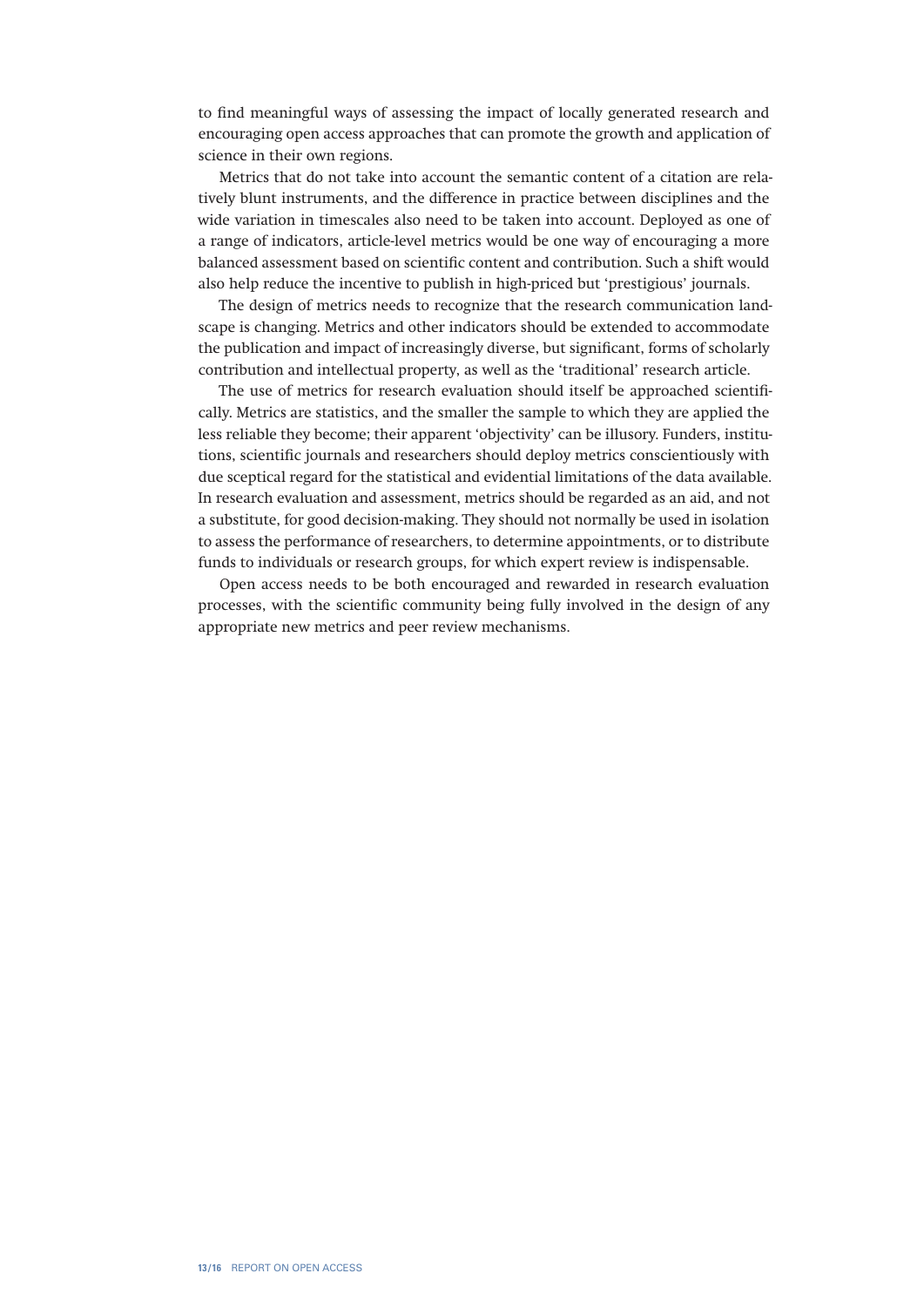to find meaningful ways of assessing the impact of locally generated research and encouraging open access approaches that can promote the growth and application of science in their own regions.

Metrics that do not take into account the semantic content of a citation are relatively blunt instruments, and the difference in practice between disciplines and the wide variation in timescales also need to be taken into account. Deployed as one of a range of indicators, article-level metrics would be one way of encouraging a more balanced assessment based on scientific content and contribution. Such a shift would also help reduce the incentive to publish in high-priced but 'prestigious' journals.

The design of metrics needs to recognize that the research communication landscape is changing. Metrics and other indicators should be extended to accommodate the publication and impact of increasingly diverse, but significant, forms of scholarly contribution and intellectual property, as well as the 'traditional' research article.

The use of metrics for research evaluation should itself be approached scientifically. Metrics are statistics, and the smaller the sample to which they are applied the less reliable they become; their apparent 'objectivity' can be illusory. Funders, institutions, scientific journals and researchers should deploy metrics conscientiously with due sceptical regard for the statistical and evidential limitations of the data available. In research evaluation and assessment, metrics should be regarded as an aid, and not a substitute, for good decision-making. They should not normally be used in isolation to assess the performance of researchers, to determine appointments, or to distribute funds to individuals or research groups, for which expert review is indispensable.

Open access needs to be both encouraged and rewarded in research evaluation processes, with the scientific community being fully involved in the design of any appropriate new metrics and peer review mechanisms.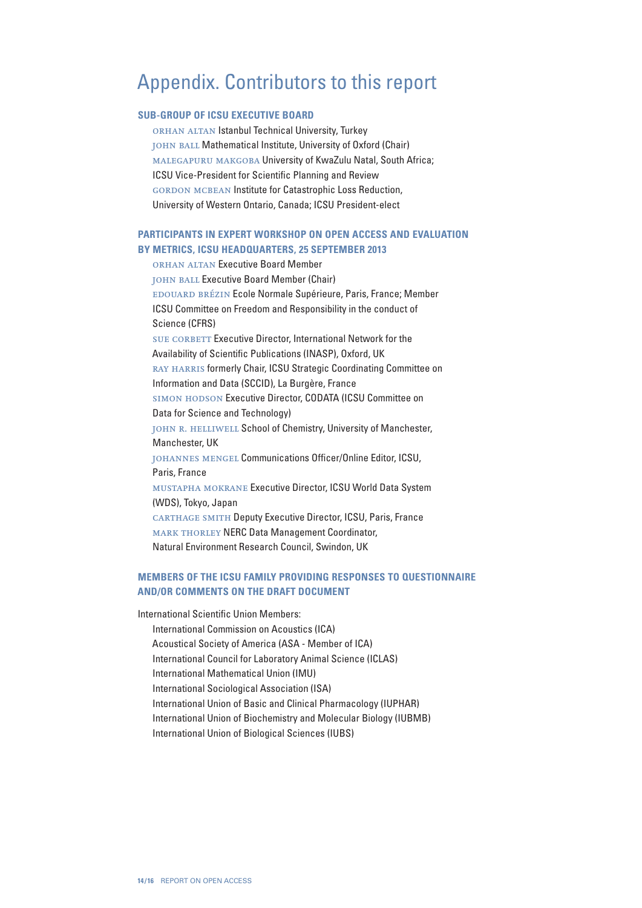# Appendix. Contributors to this report

## SUB-GROUP OF ICSU EXECUTIVE BOARD

ORHAN ALTAN Istanbul Technical University, Turkey
JOHN BALL Mathematical Institute, University of Oxford (Chair)
MALEGAPURU MAKGOBA University of KwaZulu Natal, South Africa; ICSU Vice-President for Scientific Planning and Review
GORDON MCBEAN Institute for Catastrophic Loss Reduction, University of Western Ontario, Canada; ICSU President-elect

## PARTICIPANTS IN EXPERT WORKSHOP ON OPEN ACCESS AND EVALUATION BY METRICS, ICSU HEADQUARTERS, 25 SEPTEMBER 2013

ORHAN ALTAN Executive Board Member
JOHN BALL Executive Board Member (Chair)
EDOUARD BRÉZIN Ecole Normale Supérieure, Paris, France; Member ICSU Committee on Freedom and Responsibility in the conduct of Science (CFRS)
SUE CORBETT Executive Director, International Network for the Availability of Scientific Publications (INASP), Oxford, UK
RAY HARRIS formerly Chair, ICSU Strategic Coordinating Committee on Information and Data (SCCID), La Burgère, France
SIMON HODSON Executive Director, CODATA (ICSU Committee on Data for Science and Technology)
JOHN R. HELLIWELL School of Chemistry, University of Manchester, Manchester, UK
JOHANNES MENGEL Communications Officer/Online Editor, ICSU, Paris, France
MUSTAPHA MOKRANE Executive Director, ICSU World Data System (WDS), Tokyo, Japan
CARTHAGE SMITH Deputy Executive Director, ICSU, Paris, France
MARK THORLEY NERC Data Management Coordinator, Natural Environment Research Council, Swindon, UK

## MEMBERS OF THE ICSU FAMILY PROVIDING RESPONSES TO QUESTIONNAIRE AND/OR COMMENTS ON THE DRAFT DOCUMENT

International Scientific Union Members:

International Commission on Acoustics (ICA)
Acoustical Society of America (ASA - Member of ICA)
International Council for Laboratory Animal Science (ICLAS)
International Mathematical Union (IMU)
International Sociological Association (ISA)
International Union of Basic and Clinical Pharmacology (IUPHAR)
International Union of Biochemistry and Molecular Biology (IUBMB)
International Union of Biological Sciences (IUBS)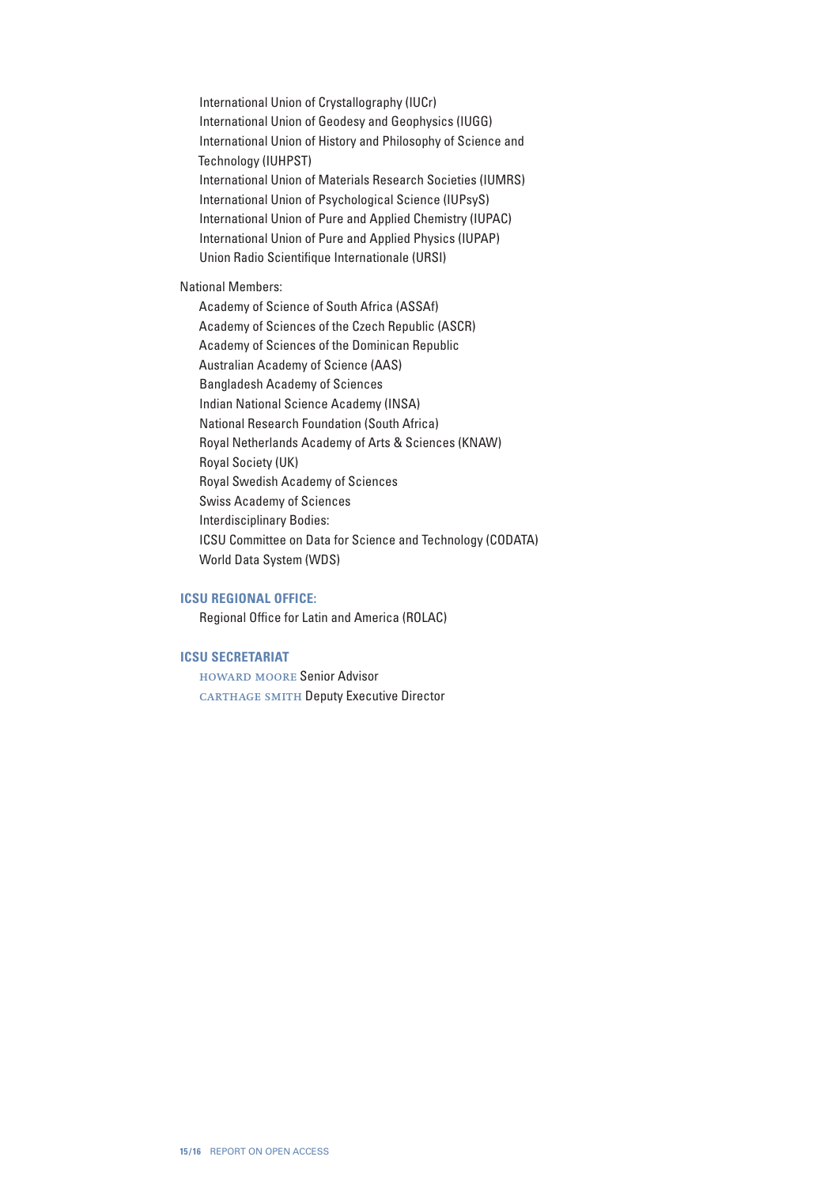International Union of Crystallography (IUCr)
International Union of Geodesy and Geophysics (IUGG)
International Union of History and Philosophy of Science and Technology (IUHPST)
International Union of Materials Research Societies (IUMRS)
International Union of Psychological Science (IUPsyS)
International Union of Pure and Applied Chemistry (IUPAC)
International Union of Pure and Applied Physics (IUPAP)
Union Radio Scientifique Internationale (URSI)

National Members:

Academy of Science of South Africa (ASSAf)
Academy of Sciences of the Czech Republic (ASCR)
Academy of Sciences of the Dominican Republic
Australian Academy of Science (AAS)
Bangladesh Academy of Sciences
Indian National Science Academy (INSA)
National Research Foundation (South Africa)
Royal Netherlands Academy of Arts & Sciences (KNAW)
Royal Society (UK)
Royal Swedish Academy of Sciences
Swiss Academy of Sciences
Interdisciplinary Bodies:
ICSU Committee on Data for Science and Technology (CODATA)
World Data System (WDS)

### ICSU REGIONAL OFFICE:

Regional Office for Latin and America (ROLAC)

### ICSU SECRETARIAT

HOWARD MOORE Senior Advisor
CARTHAGE SMITH Deputy Executive Director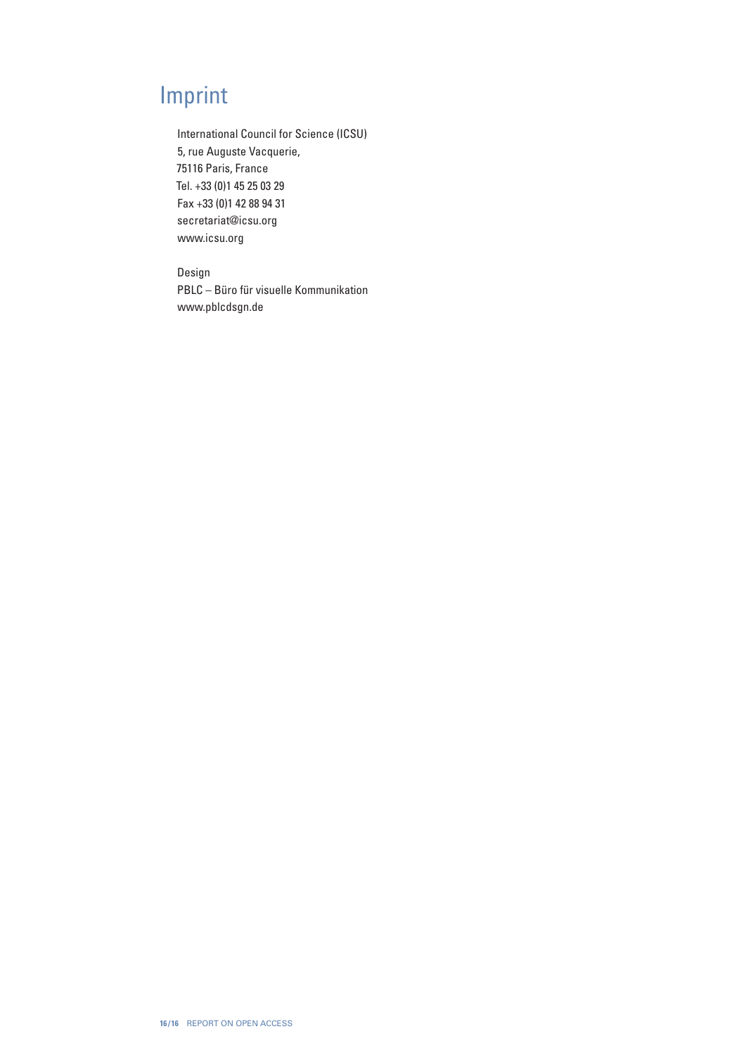# Imprint

International Council for Science (ICSU)
5, rue Auguste Vacquerie,
75116 Paris, France
Tel. +33 (0)1 45 25 03 29
Fax +33 (0)1 42 88 94 31
secretariat@icsu.org
www.icsu.org

Design
PBLC – Büro für visuelle Kommunikation
www.pblcdsgn.de